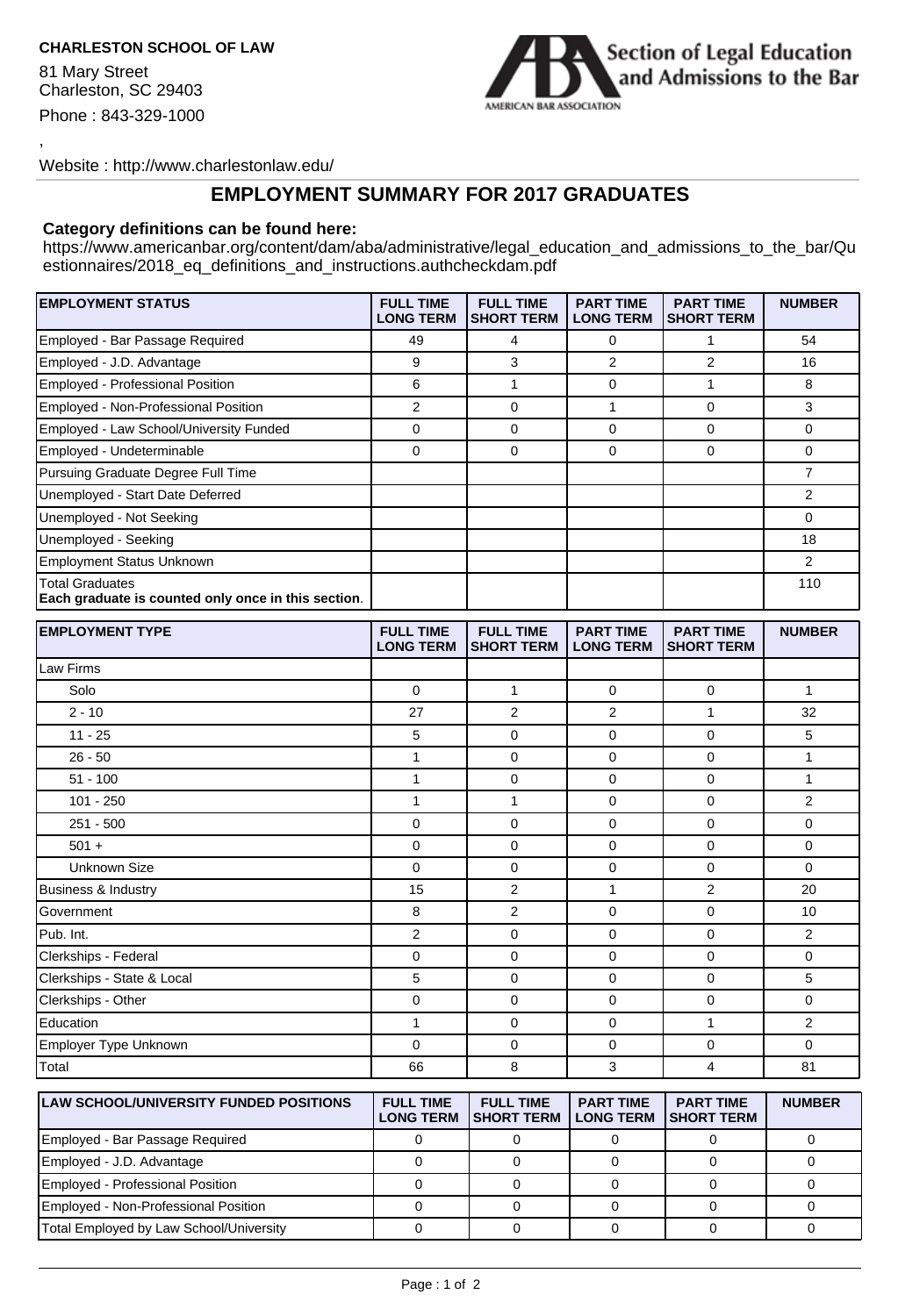**CHARLESTON SCHOOL OF LAW**

81 Mary Street
Charleston, SC 29403
Phone : 843-329-1000

,

Website : http://www.charlestonlaw.edu/

Section of Legal Education and Admissions to the Bar
AMERICAN BAR ASSOCIATION

## EMPLOYMENT SUMMARY FOR 2017 GRADUATES

**Category definitions can be found here:**
https://www.americanbar.org/content/dam/aba/administrative/legal_education_and_admissions_to_the_bar/Questionnaires/2018_eq_definitions_and_instructions.authcheckdam.pdf

| EMPLOYMENT STATUS | FULL TIME LONG TERM | FULL TIME SHORT TERM | PART TIME LONG TERM | PART TIME SHORT TERM | NUMBER |
|---|---|---|---|---|---|
| Employed - Bar Passage Required | 49 | 4 | 0 | 1 | 54 |
| Employed - J.D. Advantage | 9 | 3 | 2 | 2 | 16 |
| Employed - Professional Position | 6 | 1 | 0 | 1 | 8 |
| Employed - Non-Professional Position | 2 | 0 | 1 | 0 | 3 |
| Employed - Law School/University Funded | 0 | 0 | 0 | 0 | 0 |
| Employed - Undeterminable | 0 | 0 | 0 | 0 | 0 |
| Pursuing Graduate Degree Full Time | | | | | 7 |
| Unemployed - Start Date Deferred | | | | | 2 |
| Unemployed - Not Seeking | | | | | 0 |
| Unemployed - Seeking | | | | | 18 |
| Employment Status Unknown | | | | | 2 |
| Total Graduates **Each graduate is counted only once in this section**. | | | | | 110 |

| EMPLOYMENT TYPE | FULL TIME LONG TERM | FULL TIME SHORT TERM | PART TIME LONG TERM | PART TIME SHORT TERM | NUMBER |
|---|---|---|---|---|---|
| Law Firms | | | | | |
| Solo | 0 | 1 | 0 | 0 | 1 |
| 2 - 10 | 27 | 2 | 2 | 1 | 32 |
| 11 - 25 | 5 | 0 | 0 | 0 | 5 |
| 26 - 50 | 1 | 0 | 0 | 0 | 1 |
| 51 - 100 | 1 | 0 | 0 | 0 | 1 |
| 101 - 250 | 1 | 1 | 0 | 0 | 2 |
| 251 - 500 | 0 | 0 | 0 | 0 | 0 |
| 501 + | 0 | 0 | 0 | 0 | 0 |
| Unknown Size | 0 | 0 | 0 | 0 | 0 |
| Business & Industry | 15 | 2 | 1 | 2 | 20 |
| Government | 8 | 2 | 0 | 0 | 10 |
| Pub. Int. | 2 | 0 | 0 | 0 | 2 |
| Clerkships - Federal | 0 | 0 | 0 | 0 | 0 |
| Clerkships - State & Local | 5 | 0 | 0 | 0 | 5 |
| Clerkships - Other | 0 | 0 | 0 | 0 | 0 |
| Education | 1 | 0 | 0 | 1 | 2 |
| Employer Type Unknown | 0 | 0 | 0 | 0 | 0 |
| Total | 66 | 8 | 3 | 4 | 81 |

| LAW SCHOOL/UNIVERSITY FUNDED POSITIONS | FULL TIME LONG TERM | FULL TIME SHORT TERM | PART TIME LONG TERM | PART TIME SHORT TERM | NUMBER |
|---|---|---|---|---|---|
| Employed - Bar Passage Required | 0 | 0 | 0 | 0 | 0 |
| Employed - J.D. Advantage | 0 | 0 | 0 | 0 | 0 |
| Employed - Professional Position | 0 | 0 | 0 | 0 | 0 |
| Employed - Non-Professional Position | 0 | 0 | 0 | 0 | 0 |
| Total Employed by Law School/University | 0 | 0 | 0 | 0 | 0 |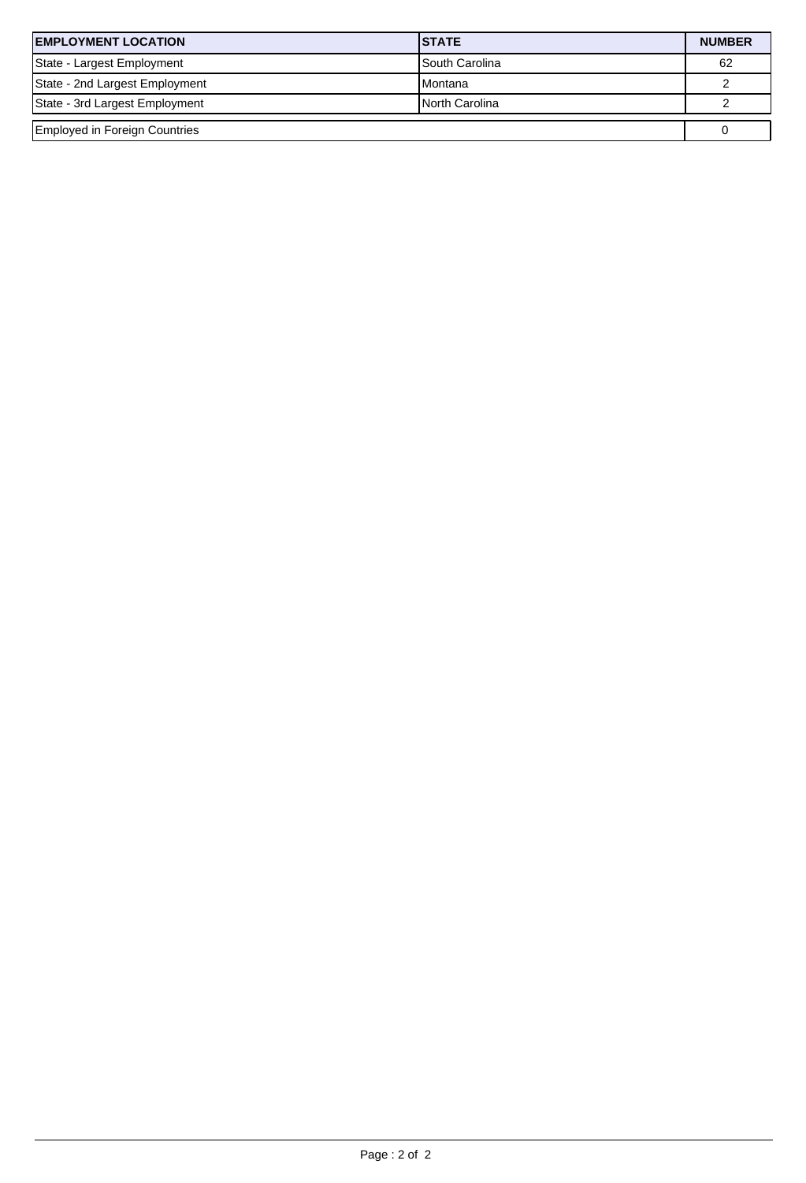| EMPLOYMENT LOCATION | STATE | NUMBER |
| --- | --- | --- |
| State - Largest Employment | South Carolina | 62 |
| State - 2nd Largest Employment | Montana | 2 |
| State - 3rd Largest Employment | North Carolina | 2 |
| Employed in Foreign Countries | | 0 |